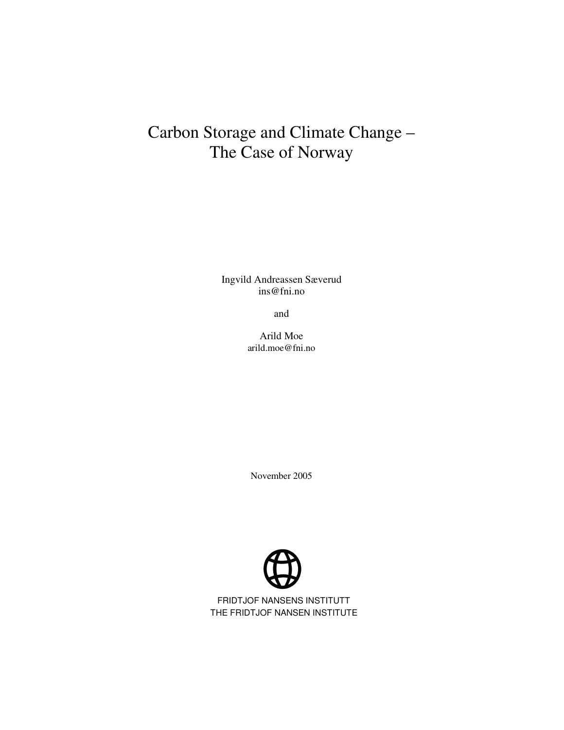# Carbon Storage and Climate Change – The Case of Norway

Ingvild Andreassen Sæverud
ins@fni.no

and

Arild Moe
arild.moe@fni.no

November 2005

FRIDTJOF NANSENS INSTITUTT
THE FRIDTJOF NANSEN INSTITUTE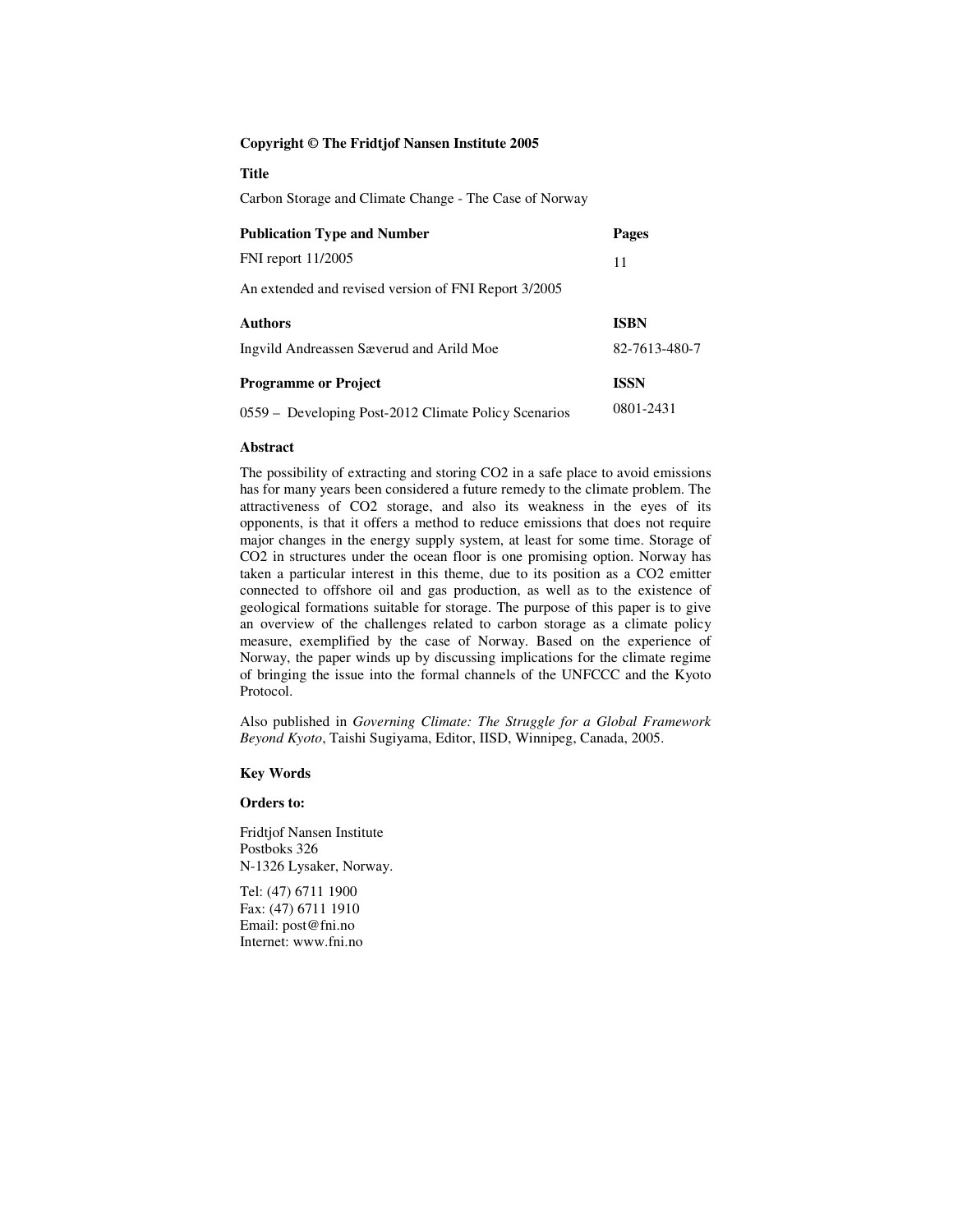**Copyright © The Fridtjof Nansen Institute 2005**

**Title**

Carbon Storage and Climate Change - The Case of Norway

| **Publication Type and Number** | **Pages** |
|---|---|
| FNI report 11/2005 | 11 |
| An extended and revised version of FNI Report 3/2005 | |
| **Authors** | **ISBN** |
| Ingvild Andreassen Sæverud and Arild Moe | 82-7613-480-7 |
| **Programme or Project** | **ISSN** |
| 0559 – Developing Post-2012 Climate Policy Scenarios | 0801-2431 |

**Abstract**

The possibility of extracting and storing CO2 in a safe place to avoid emissions has for many years been considered a future remedy to the climate problem. The attractiveness of CO2 storage, and also its weakness in the eyes of its opponents, is that it offers a method to reduce emissions that does not require major changes in the energy supply system, at least for some time. Storage of CO2 in structures under the ocean floor is one promising option. Norway has taken a particular interest in this theme, due to its position as a CO2 emitter connected to offshore oil and gas production, as well as to the existence of geological formations suitable for storage. The purpose of this paper is to give an overview of the challenges related to carbon storage as a climate policy measure, exemplified by the case of Norway. Based on the experience of Norway, the paper winds up by discussing implications for the climate regime of bringing the issue into the formal channels of the UNFCCC and the Kyoto Protocol.

Also published in *Governing Climate: The Struggle for a Global Framework Beyond Kyoto*, Taishi Sugiyama, Editor, IISD, Winnipeg, Canada, 2005.

**Key Words**

**Orders to:**

Fridtjof Nansen Institute
Postboks 326
N-1326 Lysaker, Norway.

Tel: (47) 6711 1900
Fax: (47) 6711 1910
Email: post@fni.no
Internet: www.fni.no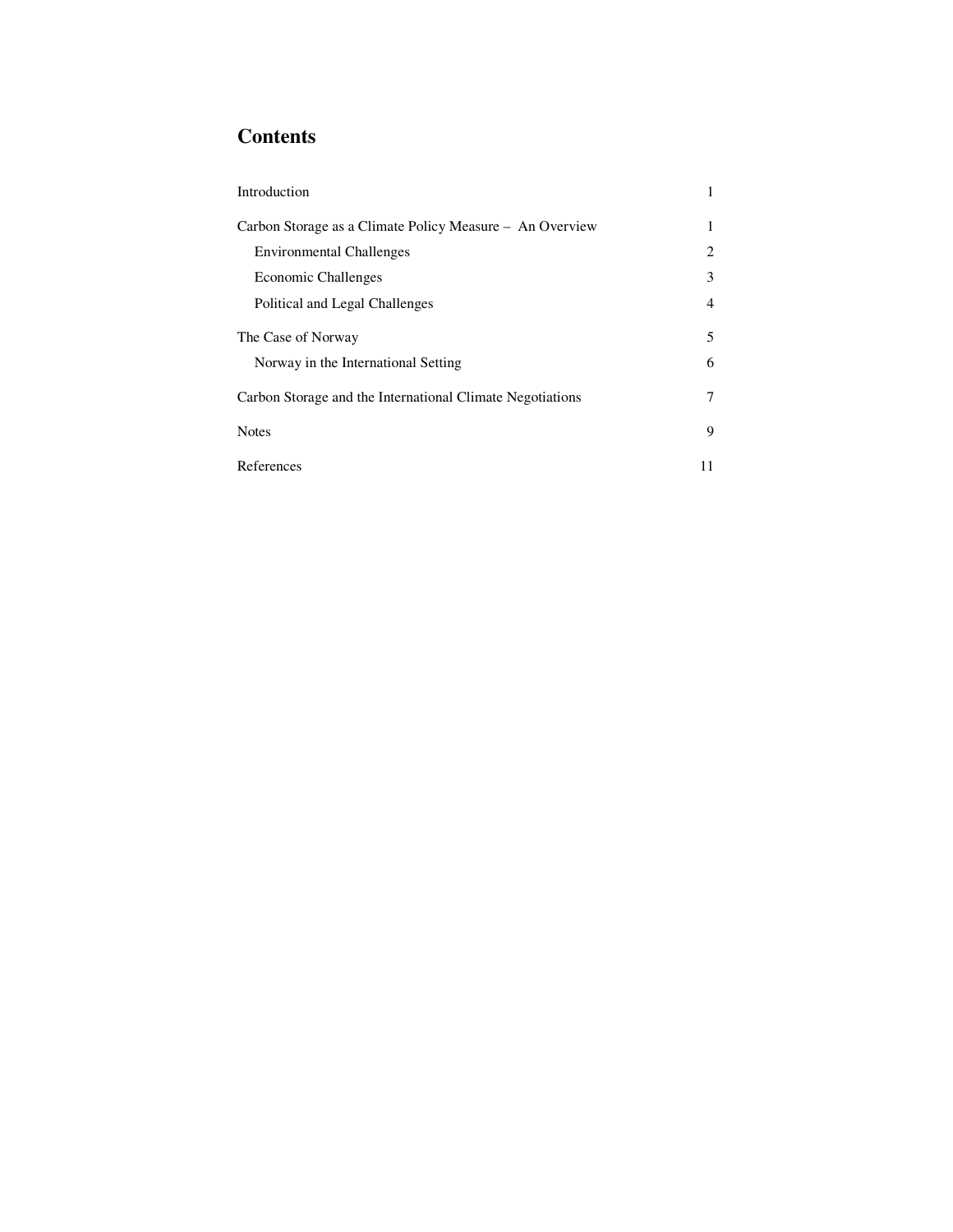# Contents

| | |
|---|---|
| Introduction | 1 |
| Carbon Storage as a Climate Policy Measure – An Overview | 1 |
| Environmental Challenges | 2 |
| Economic Challenges | 3 |
| Political and Legal Challenges | 4 |
| The Case of Norway | 5 |
| Norway in the International Setting | 6 |
| Carbon Storage and the International Climate Negotiations | 7 |
| Notes | 9 |
| References | 11 |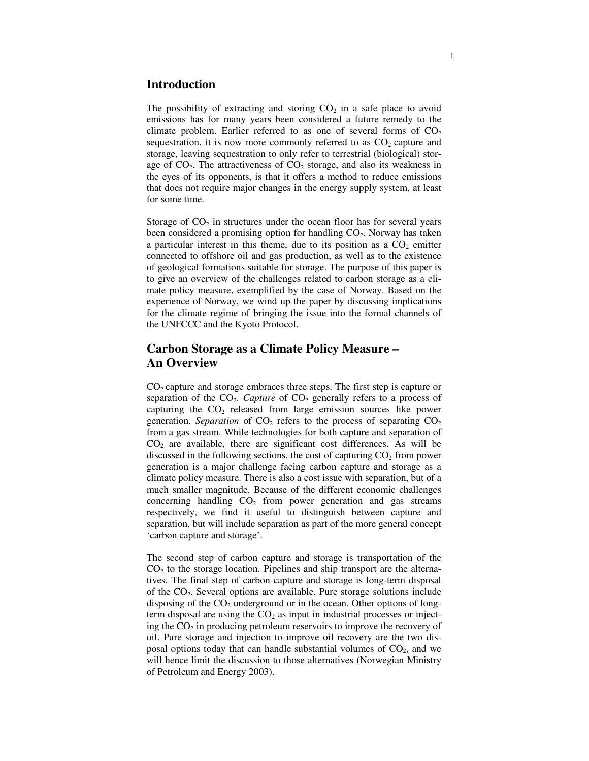## Introduction

The possibility of extracting and storing $CO_2$ in a safe place to avoid emissions has for many years been considered a future remedy to the climate problem. Earlier referred to as one of several forms of $CO_2$ sequestration, it is now more commonly referred to as $CO_2$ capture and storage, leaving sequestration to only refer to terrestrial (biological) storage of $CO_2$. The attractiveness of $CO_2$ storage, and also its weakness in the eyes of its opponents, is that it offers a method to reduce emissions that does not require major changes in the energy supply system, at least for some time.

Storage of $CO_2$ in structures under the ocean floor has for several years been considered a promising option for handling $CO_2$. Norway has taken a particular interest in this theme, due to its position as a $CO_2$ emitter connected to offshore oil and gas production, as well as to the existence of geological formations suitable for storage. The purpose of this paper is to give an overview of the challenges related to carbon storage as a climate policy measure, exemplified by the case of Norway. Based on the experience of Norway, we wind up the paper by discussing implications for the climate regime of bringing the issue into the formal channels of the UNFCCC and the Kyoto Protocol.

## Carbon Storage as a Climate Policy Measure – An Overview

$CO_2$ capture and storage embraces three steps. The first step is capture or separation of the $CO_2$. *Capture* of $CO_2$ generally refers to a process of capturing the $CO_2$ released from large emission sources like power generation. *Separation* of $CO_2$ refers to the process of separating $CO_2$ from a gas stream. While technologies for both capture and separation of $CO_2$ are available, there are significant cost differences. As will be discussed in the following sections, the cost of capturing $CO_2$ from power generation is a major challenge facing carbon capture and storage as a climate policy measure. There is also a cost issue with separation, but of a much smaller magnitude. Because of the different economic challenges concerning handling $CO_2$ from power generation and gas streams respectively, we find it useful to distinguish between capture and separation, but will include separation as part of the more general concept 'carbon capture and storage'.

The second step of carbon capture and storage is transportation of the $CO_2$ to the storage location. Pipelines and ship transport are the alternatives. The final step of carbon capture and storage is long-term disposal of the $CO_2$. Several options are available. Pure storage solutions include disposing of the $CO_2$ underground or in the ocean. Other options of long-term disposal are using the $CO_2$ as input in industrial processes or injecting the $CO_2$ in producing petroleum reservoirs to improve the recovery of oil. Pure storage and injection to improve oil recovery are the two disposal options today that can handle substantial volumes of $CO_2$, and we will hence limit the discussion to those alternatives (Norwegian Ministry of Petroleum and Energy 2003).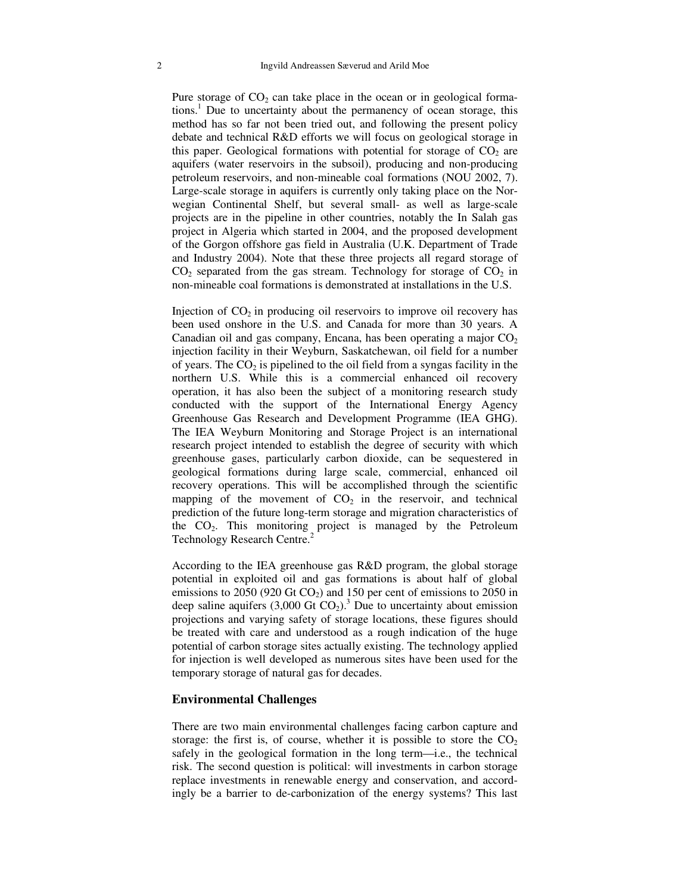Pure storage of $CO_2$ can take place in the ocean or in geological formations.[1] Due to uncertainty about the permanency of ocean storage, this method has so far not been tried out, and following the present policy debate and technical R&D efforts we will focus on geological storage in this paper. Geological formations with potential for storage of $CO_2$ are aquifers (water reservoirs in the subsoil), producing and non-producing petroleum reservoirs, and non-mineable coal formations (NOU 2002, 7). Large-scale storage in aquifers is currently only taking place on the Norwegian Continental Shelf, but several small- as well as large-scale projects are in the pipeline in other countries, notably the In Salah gas project in Algeria which started in 2004, and the proposed development of the Gorgon offshore gas field in Australia (U.K. Department of Trade and Industry 2004). Note that these three projects all regard storage of $CO_2$ separated from the gas stream. Technology for storage of $CO_2$ in non-mineable coal formations is demonstrated at installations in the U.S.

Injection of $CO_2$ in producing oil reservoirs to improve oil recovery has been used onshore in the U.S. and Canada for more than 30 years. A Canadian oil and gas company, Encana, has been operating a major $CO_2$ injection facility in their Weyburn, Saskatchewan, oil field for a number of years. The $CO_2$ is pipelined to the oil field from a syngas facility in the northern U.S. While this is a commercial enhanced oil recovery operation, it has also been the subject of a monitoring research study conducted with the support of the International Energy Agency Greenhouse Gas Research and Development Programme (IEA GHG). The IEA Weyburn Monitoring and Storage Project is an international research project intended to establish the degree of security with which greenhouse gases, particularly carbon dioxide, can be sequestered in geological formations during large scale, commercial, enhanced oil recovery operations. This will be accomplished through the scientific mapping of the movement of $CO_2$ in the reservoir, and technical prediction of the future long-term storage and migration characteristics of the $CO_2$. This monitoring project is managed by the Petroleum Technology Research Centre.[2]

According to the IEA greenhouse gas R&D program, the global storage potential in exploited oil and gas formations is about half of global emissions to 2050 (920 Gt $CO_2$) and 150 per cent of emissions to 2050 in deep saline aquifers (3,000 Gt $CO_2$).[3] Due to uncertainty about emission projections and varying safety of storage locations, these figures should be treated with care and understood as a rough indication of the huge potential of carbon storage sites actually existing. The technology applied for injection is well developed as numerous sites have been used for the temporary storage of natural gas for decades.

## Environmental Challenges

There are two main environmental challenges facing carbon capture and storage: the first is, of course, whether it is possible to store the $CO_2$ safely in the geological formation in the long term—i.e., the technical risk. The second question is political: will investments in carbon storage replace investments in renewable energy and conservation, and accordingly be a barrier to de-carbonization of the energy systems? This last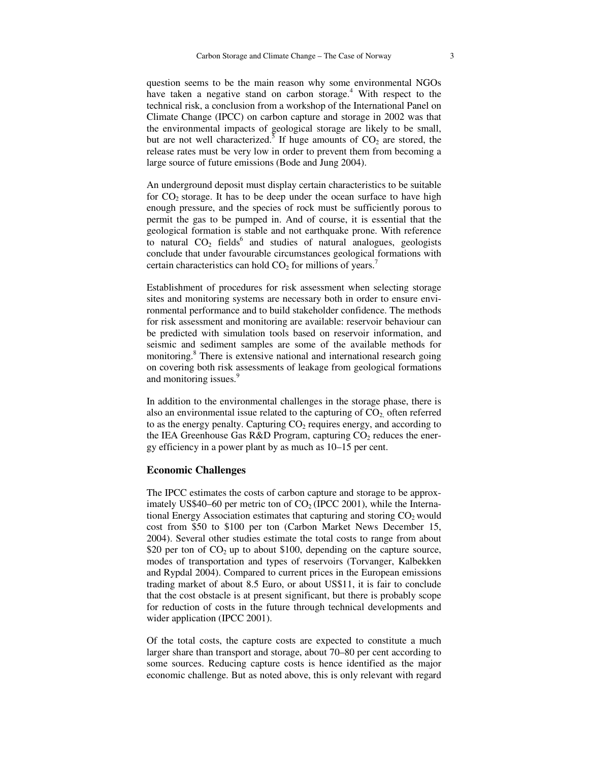question seems to be the main reason why some environmental NGOs have taken a negative stand on carbon storage.[4] With respect to the technical risk, a conclusion from a workshop of the International Panel on Climate Change (IPCC) on carbon capture and storage in 2002 was that the environmental impacts of geological storage are likely to be small, but are not well characterized.[5] If huge amounts of $CO_2$ are stored, the release rates must be very low in order to prevent them from becoming a large source of future emissions (Bode and Jung 2004).

An underground deposit must display certain characteristics to be suitable for $CO_2$ storage. It has to be deep under the ocean surface to have high enough pressure, and the species of rock must be sufficiently porous to permit the gas to be pumped in. And of course, it is essential that the geological formation is stable and not earthquake prone. With reference to natural $CO_2$ fields[6] and studies of natural analogues, geologists conclude that under favourable circumstances geological formations with certain characteristics can hold $CO_2$ for millions of years.[7]

Establishment of procedures for risk assessment when selecting storage sites and monitoring systems are necessary both in order to ensure environmental performance and to build stakeholder confidence. The methods for risk assessment and monitoring are available: reservoir behaviour can be predicted with simulation tools based on reservoir information, and seismic and sediment samples are some of the available methods for monitoring.[8] There is extensive national and international research going on covering both risk assessments of leakage from geological formations and monitoring issues.[9]

In addition to the environmental challenges in the storage phase, there is also an environmental issue related to the capturing of $CO_2$, often referred to as the energy penalty. Capturing $CO_2$ requires energy, and according to the IEA Greenhouse Gas R&D Program, capturing $CO_2$ reduces the energy efficiency in a power plant by as much as 10–15 per cent.

### Economic Challenges

The IPCC estimates the costs of carbon capture and storage to be approximately US$40–60 per metric ton of $CO_2$ (IPCC 2001), while the International Energy Association estimates that capturing and storing $CO_2$ would cost from $50 to $100 per ton (Carbon Market News December 15, 2004). Several other studies estimate the total costs to range from about $20 per ton of $CO_2$ up to about $100, depending on the capture source, modes of transportation and types of reservoirs (Torvanger, Kalbekken and Rypdal 2004). Compared to current prices in the European emissions trading market of about 8.5 Euro, or about US$11, it is fair to conclude that the cost obstacle is at present significant, but there is probably scope for reduction of costs in the future through technical developments and wider application (IPCC 2001).

Of the total costs, the capture costs are expected to constitute a much larger share than transport and storage, about 70–80 per cent according to some sources. Reducing capture costs is hence identified as the major economic challenge. But as noted above, this is only relevant with regard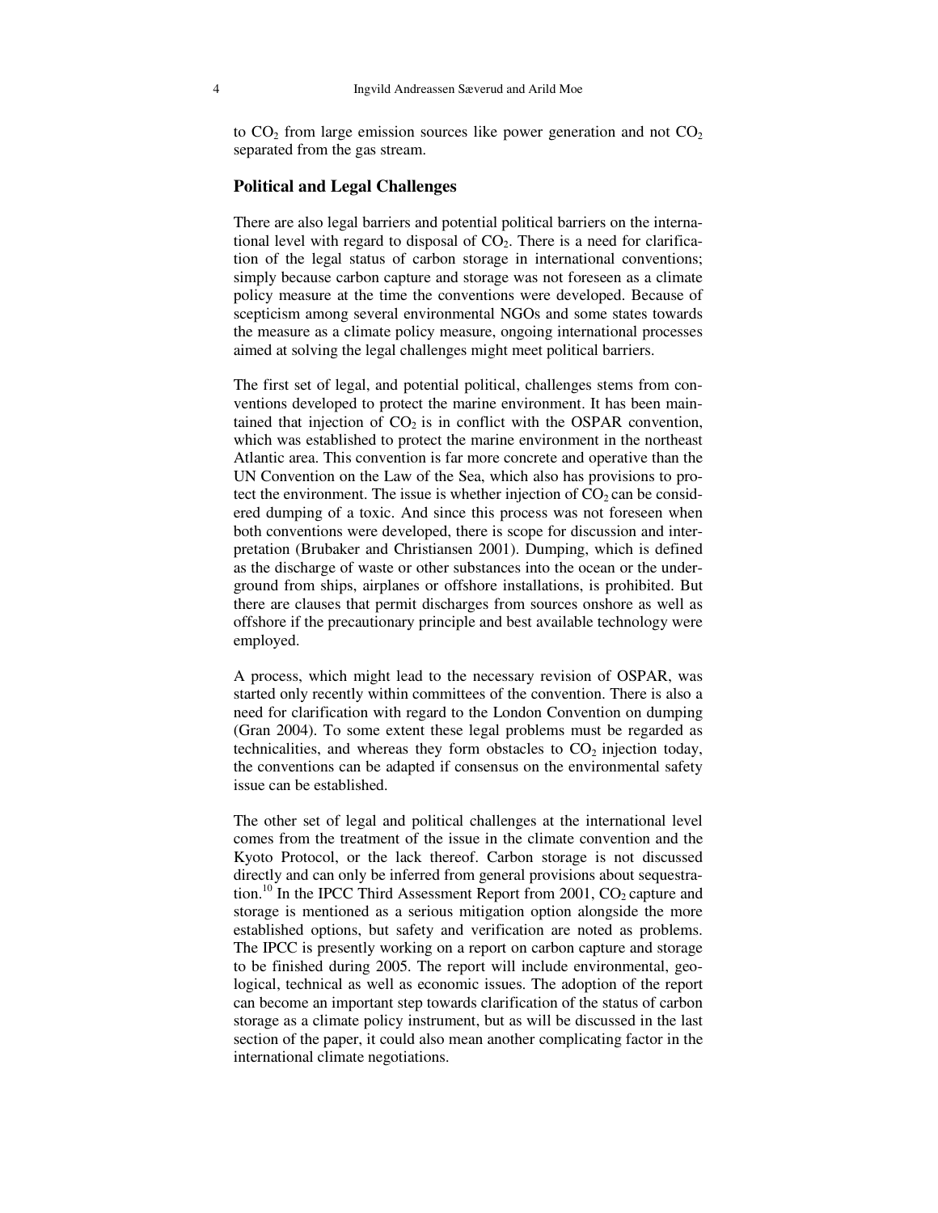to $CO_2$ from large emission sources like power generation and not $CO_2$ separated from the gas stream.

## Political and Legal Challenges

There are also legal barriers and potential political barriers on the international level with regard to disposal of $CO_2$. There is a need for clarification of the legal status of carbon storage in international conventions; simply because carbon capture and storage was not foreseen as a climate policy measure at the time the conventions were developed. Because of scepticism among several environmental NGOs and some states towards the measure as a climate policy measure, ongoing international processes aimed at solving the legal challenges might meet political barriers.

The first set of legal, and potential political, challenges stems from conventions developed to protect the marine environment. It has been maintained that injection of $CO_2$ is in conflict with the OSPAR convention, which was established to protect the marine environment in the northeast Atlantic area. This convention is far more concrete and operative than the UN Convention on the Law of the Sea, which also has provisions to protect the environment. The issue is whether injection of $CO_2$ can be considered dumping of a toxic. And since this process was not foreseen when both conventions were developed, there is scope for discussion and interpretation (Brubaker and Christiansen 2001). Dumping, which is defined as the discharge of waste or other substances into the ocean or the underground from ships, airplanes or offshore installations, is prohibited. But there are clauses that permit discharges from sources onshore as well as offshore if the precautionary principle and best available technology were employed.

A process, which might lead to the necessary revision of OSPAR, was started only recently within committees of the convention. There is also a need for clarification with regard to the London Convention on dumping (Gran 2004). To some extent these legal problems must be regarded as technicalities, and whereas they form obstacles to $CO_2$ injection today, the conventions can be adapted if consensus on the environmental safety issue can be established.

The other set of legal and political challenges at the international level comes from the treatment of the issue in the climate convention and the Kyoto Protocol, or the lack thereof. Carbon storage is not discussed directly and can only be inferred from general provisions about sequestration.[10] In the IPCC Third Assessment Report from 2001, $CO_2$ capture and storage is mentioned as a serious mitigation option alongside the more established options, but safety and verification are noted as problems. The IPCC is presently working on a report on carbon capture and storage to be finished during 2005. The report will include environmental, geological, technical as well as economic issues. The adoption of the report can become an important step towards clarification of the status of carbon storage as a climate policy instrument, but as will be discussed in the last section of the paper, it could also mean another complicating factor in the international climate negotiations.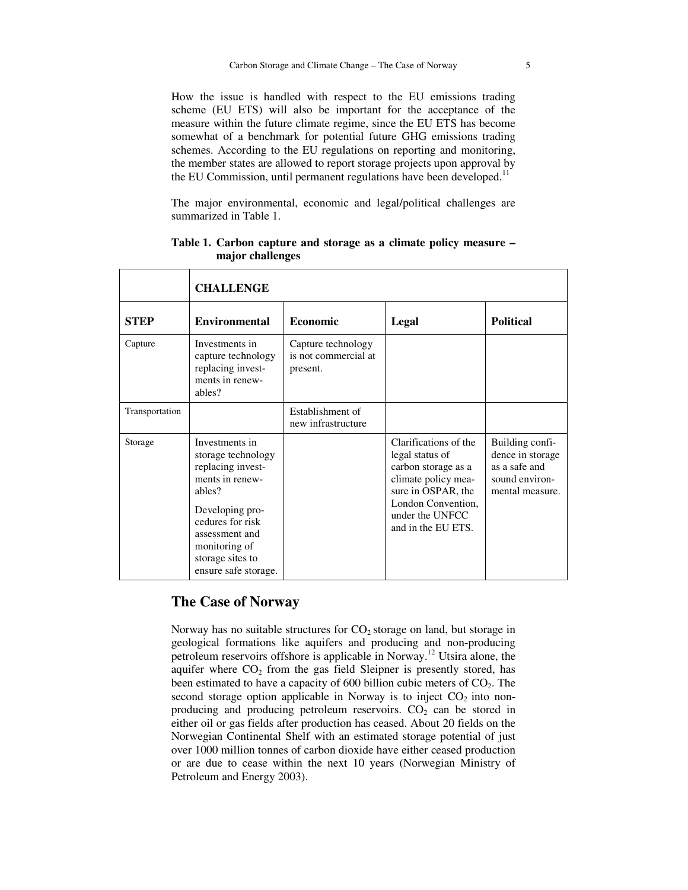How the issue is handled with respect to the EU emissions trading scheme (EU ETS) will also be important for the acceptance of the measure within the future climate regime, since the EU ETS has become somewhat of a benchmark for potential future GHG emissions trading schemes. According to the EU regulations on reporting and monitoring, the member states are allowed to report storage projects upon approval by the EU Commission, until permanent regulations have been developed.[11]

The major environmental, economic and legal/political challenges are summarized in Table 1.

**Table 1. Carbon capture and storage as a climate policy measure – major challenges**

| | **CHALLENGE** | | | |
|---|---|---|---|---|
| **STEP** | **Environmental** | **Economic** | **Legal** | **Political** |
| Capture | Investments in capture technology replacing investments in renewables? | Capture technology is not commercial at present. | | |
| Transportation | | Establishment of new infrastructure | | |
| Storage | Investments in storage technology replacing investments in renewables? Developing procedures for risk assessment and monitoring of storage sites to ensure safe storage. | | Clarifications of the legal status of carbon storage as a climate policy measure in OSPAR, the London Convention, under the UNFCC and in the EU ETS. | Building confidence in storage as a safe and sound environmental measure. |

## The Case of Norway

Norway has no suitable structures for $CO_2$ storage on land, but storage in geological formations like aquifers and producing and non-producing petroleum reservoirs offshore is applicable in Norway.[12] Utsira alone, the aquifer where $CO_2$ from the gas field Sleipner is presently stored, has been estimated to have a capacity of 600 billion cubic meters of $CO_2$. The second storage option applicable in Norway is to inject $CO_2$ into non-producing and producing petroleum reservoirs. $CO_2$ can be stored in either oil or gas fields after production has ceased. About 20 fields on the Norwegian Continental Shelf with an estimated storage potential of just over 1000 million tonnes of carbon dioxide have either ceased production or are due to cease within the next 10 years (Norwegian Ministry of Petroleum and Energy 2003).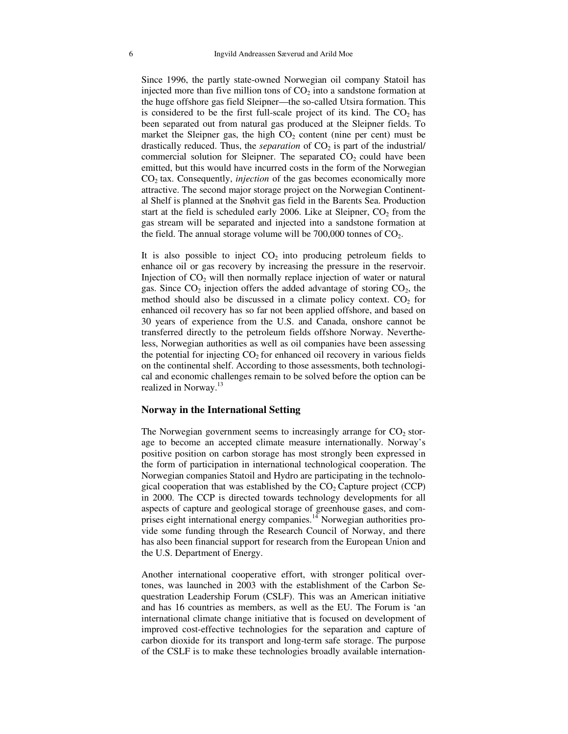Since 1996, the partly state-owned Norwegian oil company Statoil has injected more than five million tons of $CO_2$ into a sandstone formation at the huge offshore gas field Sleipner—the so-called Utsira formation. This is considered to be the first full-scale project of its kind. The $CO_2$ has been separated out from natural gas produced at the Sleipner fields. To market the Sleipner gas, the high $CO_2$ content (nine per cent) must be drastically reduced. Thus, the *separation* of $CO_2$ is part of the industrial/commercial solution for Sleipner. The separated $CO_2$ could have been emitted, but this would have incurred costs in the form of the Norwegian $CO_2$ tax. Consequently, *injection* of the gas becomes economically more attractive. The second major storage project on the Norwegian Continental Shelf is planned at the Snøhvit gas field in the Barents Sea. Production start at the field is scheduled early 2006. Like at Sleipner, $CO_2$ from the gas stream will be separated and injected into a sandstone formation at the field. The annual storage volume will be 700,000 tonnes of $CO_2$.

It is also possible to inject $CO_2$ into producing petroleum fields to enhance oil or gas recovery by increasing the pressure in the reservoir. Injection of $CO_2$ will then normally replace injection of water or natural gas. Since $CO_2$ injection offers the added advantage of storing $CO_2$, the method should also be discussed in a climate policy context. $CO_2$ for enhanced oil recovery has so far not been applied offshore, and based on 30 years of experience from the U.S. and Canada, onshore cannot be transferred directly to the petroleum fields offshore Norway. Nevertheless, Norwegian authorities as well as oil companies have been assessing the potential for injecting $CO_2$ for enhanced oil recovery in various fields on the continental shelf. According to those assessments, both technological and economic challenges remain to be solved before the option can be realized in Norway.[13]

## Norway in the International Setting

The Norwegian government seems to increasingly arrange for $CO_2$ storage to become an accepted climate measure internationally. Norway's positive position on carbon storage has most strongly been expressed in the form of participation in international technological cooperation. The Norwegian companies Statoil and Hydro are participating in the technological cooperation that was established by the $CO_2$ Capture project (CCP) in 2000. The CCP is directed towards technology developments for all aspects of capture and geological storage of greenhouse gases, and comprises eight international energy companies.[14] Norwegian authorities provide some funding through the Research Council of Norway, and there has also been financial support for research from the European Union and the U.S. Department of Energy.

Another international cooperative effort, with stronger political overtones, was launched in 2003 with the establishment of the Carbon Sequestration Leadership Forum (CSLF). This was an American initiative and has 16 countries as members, as well as the EU. The Forum is 'an international climate change initiative that is focused on development of improved cost-effective technologies for the separation and capture of carbon dioxide for its transport and long-term safe storage. The purpose of the CSLF is to make these technologies broadly available internation-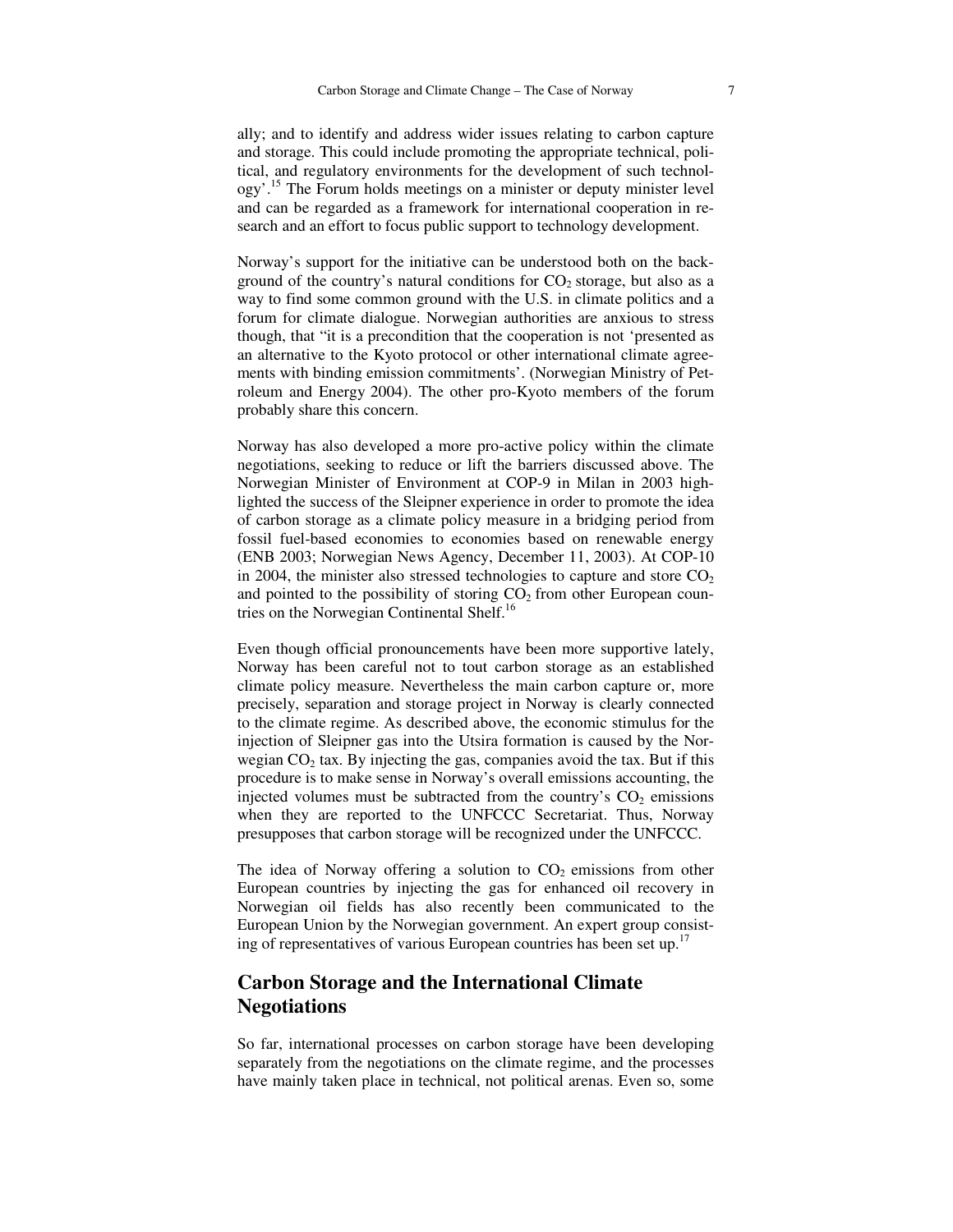ally; and to identify and address wider issues relating to carbon capture and storage. This could include promoting the appropriate technical, political, and regulatory environments for the development of such technology'.[15] The Forum holds meetings on a minister or deputy minister level and can be regarded as a framework for international cooperation in research and an effort to focus public support to technology development.

Norway's support for the initiative can be understood both on the background of the country's natural conditions for $CO_2$ storage, but also as a way to find some common ground with the U.S. in climate politics and a forum for climate dialogue. Norwegian authorities are anxious to stress though, that "it is a precondition that the cooperation is not 'presented as an alternative to the Kyoto protocol or other international climate agreements with binding emission commitments'. (Norwegian Ministry of Petroleum and Energy 2004). The other pro-Kyoto members of the forum probably share this concern.

Norway has also developed a more pro-active policy within the climate negotiations, seeking to reduce or lift the barriers discussed above. The Norwegian Minister of Environment at COP-9 in Milan in 2003 highlighted the success of the Sleipner experience in order to promote the idea of carbon storage as a climate policy measure in a bridging period from fossil fuel-based economies to economies based on renewable energy (ENB 2003; Norwegian News Agency, December 11, 2003). At COP-10 in 2004, the minister also stressed technologies to capture and store $CO_2$ and pointed to the possibility of storing $CO_2$ from other European countries on the Norwegian Continental Shelf.[16]

Even though official pronouncements have been more supportive lately, Norway has been careful not to tout carbon storage as an established climate policy measure. Nevertheless the main carbon capture or, more precisely, separation and storage project in Norway is clearly connected to the climate regime. As described above, the economic stimulus for the injection of Sleipner gas into the Utsira formation is caused by the Norwegian $CO_2$ tax. By injecting the gas, companies avoid the tax. But if this procedure is to make sense in Norway's overall emissions accounting, the injected volumes must be subtracted from the country's $CO_2$ emissions when they are reported to the UNFCCC Secretariat. Thus, Norway presupposes that carbon storage will be recognized under the UNFCCC.

The idea of Norway offering a solution to $CO_2$ emissions from other European countries by injecting the gas for enhanced oil recovery in Norwegian oil fields has also recently been communicated to the European Union by the Norwegian government. An expert group consisting of representatives of various European countries has been set up.[17]

## Carbon Storage and the International Climate Negotiations

So far, international processes on carbon storage have been developing separately from the negotiations on the climate regime, and the processes have mainly taken place in technical, not political arenas. Even so, some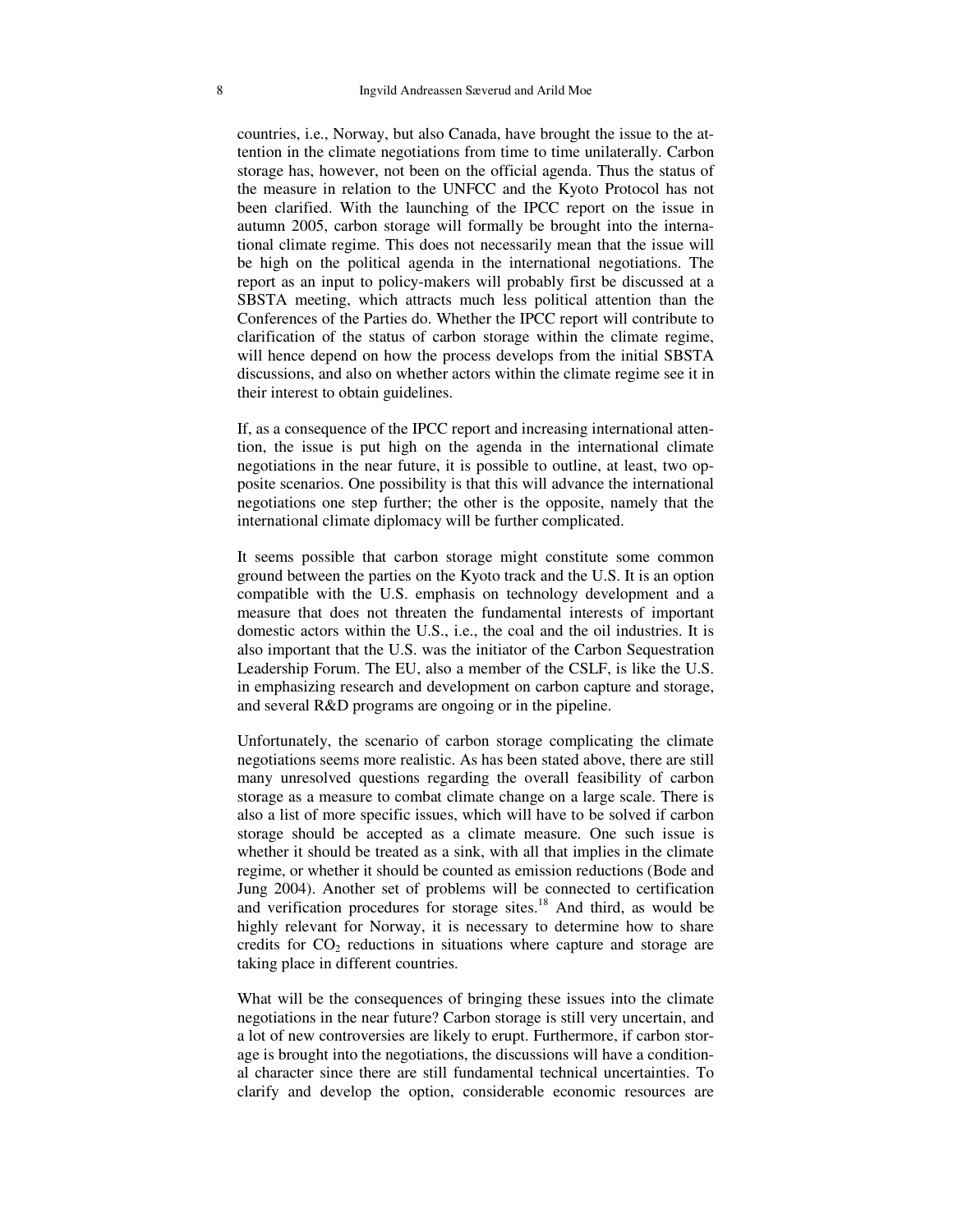countries, i.e., Norway, but also Canada, have brought the issue to the attention in the climate negotiations from time to time unilaterally. Carbon storage has, however, not been on the official agenda. Thus the status of the measure in relation to the UNFCC and the Kyoto Protocol has not been clarified. With the launching of the IPCC report on the issue in autumn 2005, carbon storage will formally be brought into the international climate regime. This does not necessarily mean that the issue will be high on the political agenda in the international negotiations. The report as an input to policy-makers will probably first be discussed at a SBSTA meeting, which attracts much less political attention than the Conferences of the Parties do. Whether the IPCC report will contribute to clarification of the status of carbon storage within the climate regime, will hence depend on how the process develops from the initial SBSTA discussions, and also on whether actors within the climate regime see it in their interest to obtain guidelines.

If, as a consequence of the IPCC report and increasing international attention, the issue is put high on the agenda in the international climate negotiations in the near future, it is possible to outline, at least, two opposite scenarios. One possibility is that this will advance the international negotiations one step further; the other is the opposite, namely that the international climate diplomacy will be further complicated.

It seems possible that carbon storage might constitute some common ground between the parties on the Kyoto track and the U.S. It is an option compatible with the U.S. emphasis on technology development and a measure that does not threaten the fundamental interests of important domestic actors within the U.S., i.e., the coal and the oil industries. It is also important that the U.S. was the initiator of the Carbon Sequestration Leadership Forum. The EU, also a member of the CSLF, is like the U.S. in emphasizing research and development on carbon capture and storage, and several R&D programs are ongoing or in the pipeline.

Unfortunately, the scenario of carbon storage complicating the climate negotiations seems more realistic. As has been stated above, there are still many unresolved questions regarding the overall feasibility of carbon storage as a measure to combat climate change on a large scale. There is also a list of more specific issues, which will have to be solved if carbon storage should be accepted as a climate measure. One such issue is whether it should be treated as a sink, with all that implies in the climate regime, or whether it should be counted as emission reductions (Bode and Jung 2004). Another set of problems will be connected to certification and verification procedures for storage sites.[18] And third, as would be highly relevant for Norway, it is necessary to determine how to share credits for $CO_2$ reductions in situations where capture and storage are taking place in different countries.

What will be the consequences of bringing these issues into the climate negotiations in the near future? Carbon storage is still very uncertain, and a lot of new controversies are likely to erupt. Furthermore, if carbon storage is brought into the negotiations, the discussions will have a conditional character since there are still fundamental technical uncertainties. To clarify and develop the option, considerable economic resources are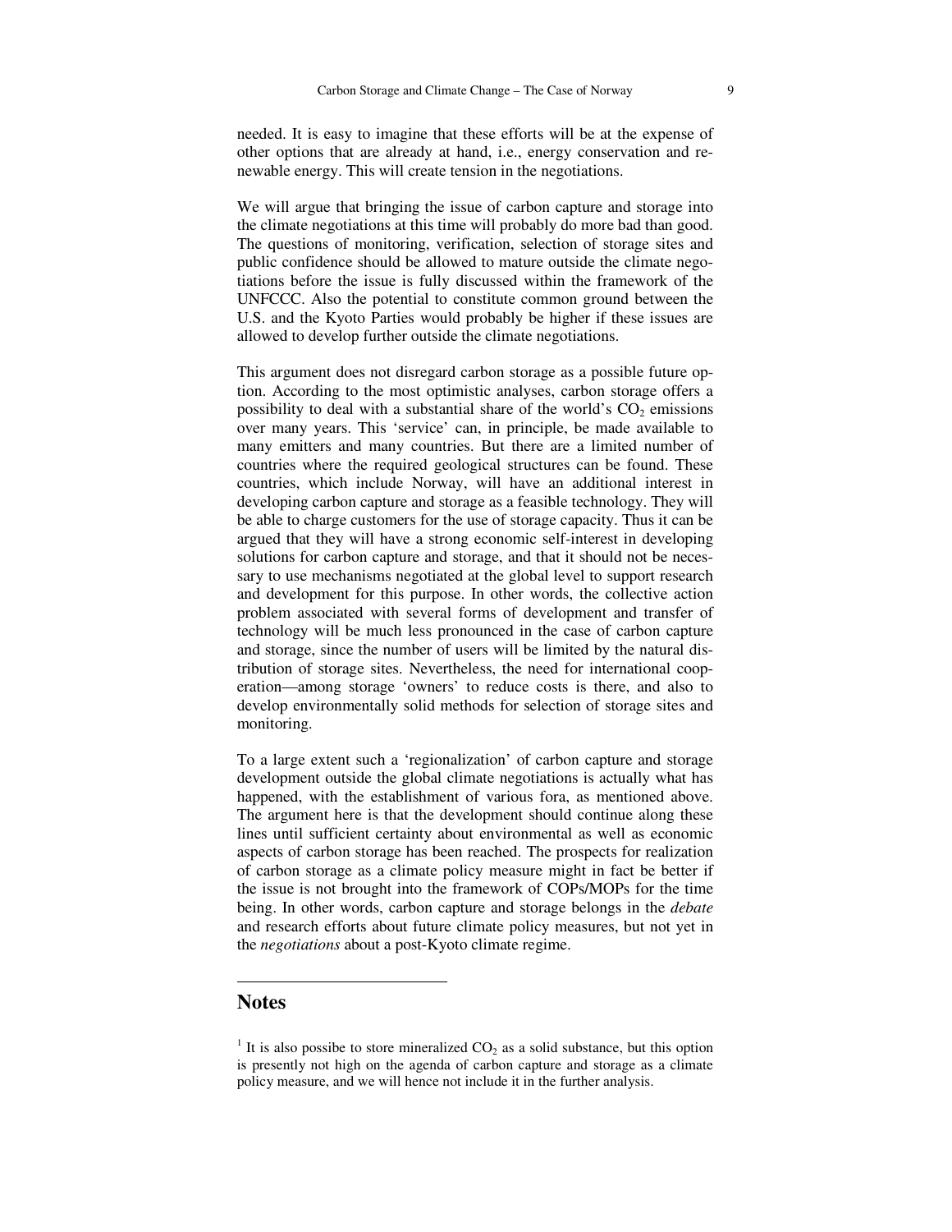needed. It is easy to imagine that these efforts will be at the expense of other options that are already at hand, i.e., energy conservation and renewable energy. This will create tension in the negotiations.

We will argue that bringing the issue of carbon capture and storage into the climate negotiations at this time will probably do more bad than good. The questions of monitoring, verification, selection of storage sites and public confidence should be allowed to mature outside the climate negotiations before the issue is fully discussed within the framework of the UNFCCC. Also the potential to constitute common ground between the U.S. and the Kyoto Parties would probably be higher if these issues are allowed to develop further outside the climate negotiations.

This argument does not disregard carbon storage as a possible future option. According to the most optimistic analyses, carbon storage offers a possibility to deal with a substantial share of the world's $CO_2$ emissions over many years. This 'service' can, in principle, be made available to many emitters and many countries. But there are a limited number of countries where the required geological structures can be found. These countries, which include Norway, will have an additional interest in developing carbon capture and storage as a feasible technology. They will be able to charge customers for the use of storage capacity. Thus it can be argued that they will have a strong economic self-interest in developing solutions for carbon capture and storage, and that it should not be necessary to use mechanisms negotiated at the global level to support research and development for this purpose. In other words, the collective action problem associated with several forms of development and transfer of technology will be much less pronounced in the case of carbon capture and storage, since the number of users will be limited by the natural distribution of storage sites. Nevertheless, the need for international cooperation—among storage 'owners' to reduce costs is there, and also to develop environmentally solid methods for selection of storage sites and monitoring.

To a large extent such a 'regionalization' of carbon capture and storage development outside the global climate negotiations is actually what has happened, with the establishment of various fora, as mentioned above. The argument here is that the development should continue along these lines until sufficient certainty about environmental as well as economic aspects of carbon storage has been reached. The prospects for realization of carbon storage as a climate policy measure might in fact be better if the issue is not brought into the framework of COPs/MOPs for the time being. In other words, carbon capture and storage belongs in the *debate* and research efforts about future climate policy measures, but not yet in the *negotiations* about a post-Kyoto climate regime.

## Notes

[1] It is also possibe to store mineralized $CO_2$ as a solid substance, but this option is presently not high on the agenda of carbon capture and storage as a climate policy measure, and we will hence not include it in the further analysis.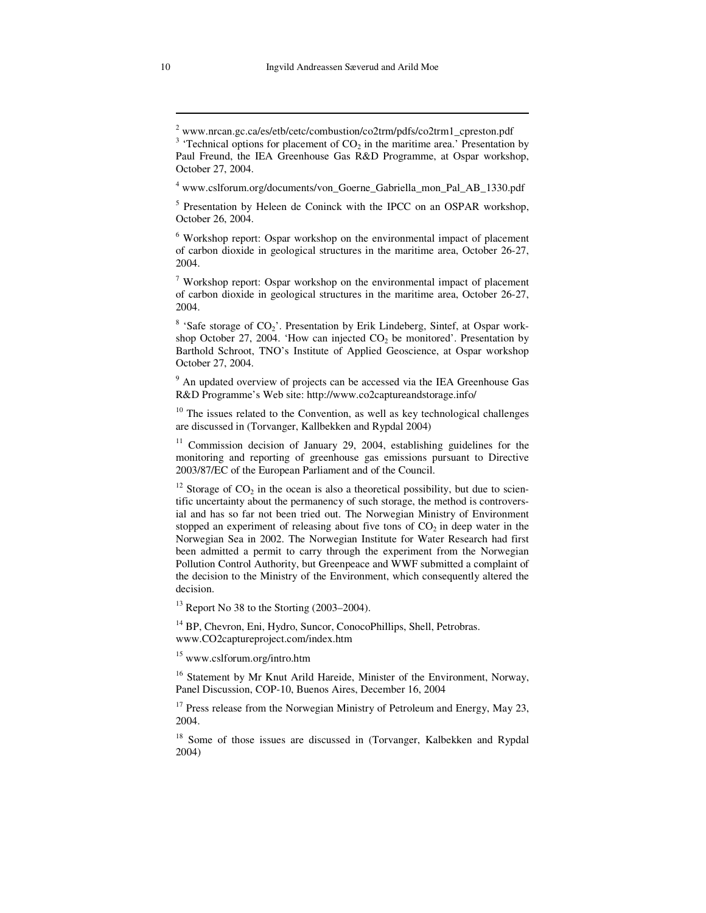[2] www.nrcan.gc.ca/es/etb/cetc/combustion/co2trm/pdfs/co2trm1_cpreston.pdf

[3] 'Technical options for placement of $CO_2$ in the maritime area.' Presentation by Paul Freund, the IEA Greenhouse Gas R&D Programme, at Ospar workshop, October 27, 2004.

[4] www.cslforum.org/documents/von_Goerne_Gabriella_mon_Pal_AB_1330.pdf

[5] Presentation by Heleen de Coninck with the IPCC on an OSPAR workshop, October 26, 2004.

[6] Workshop report: Ospar workshop on the environmental impact of placement of carbon dioxide in geological structures in the maritime area, October 26-27, 2004.

[7] Workshop report: Ospar workshop on the environmental impact of placement of carbon dioxide in geological structures in the maritime area, October 26-27, 2004.

[8] 'Safe storage of $CO_2$'. Presentation by Erik Lindeberg, Sintef, at Ospar workshop October 27, 2004. 'How can injected $CO_2$ be monitored'. Presentation by Barthold Schroot, TNO's Institute of Applied Geoscience, at Ospar workshop October 27, 2004.

[9] An updated overview of projects can be accessed via the IEA Greenhouse Gas R&D Programme's Web site: http://www.co2captureandstorage.info/

[10] The issues related to the Convention, as well as key technological challenges are discussed in (Torvanger, Kallbekken and Rypdal 2004)

[11] Commission decision of January 29, 2004, establishing guidelines for the monitoring and reporting of greenhouse gas emissions pursuant to Directive 2003/87/EC of the European Parliament and of the Council.

[12] Storage of $CO_2$ in the ocean is also a theoretical possibility, but due to scientific uncertainty about the permanency of such storage, the method is controversial and has so far not been tried out. The Norwegian Ministry of Environment stopped an experiment of releasing about five tons of $CO_2$ in deep water in the Norwegian Sea in 2002. The Norwegian Institute for Water Research had first been admitted a permit to carry through the experiment from the Norwegian Pollution Control Authority, but Greenpeace and WWF submitted a complaint of the decision to the Ministry of the Environment, which consequently altered the decision.

[13] Report No 38 to the Storting (2003–2004).

[14] BP, Chevron, Eni, Hydro, Suncor, ConocoPhillips, Shell, Petrobras. www.CO2captureproject.com/index.htm

[15] www.cslforum.org/intro.htm

[16] Statement by Mr Knut Arild Hareide, Minister of the Environment, Norway, Panel Discussion, COP-10, Buenos Aires, December 16, 2004

[17] Press release from the Norwegian Ministry of Petroleum and Energy, May 23, 2004.

[18] Some of those issues are discussed in (Torvanger, Kalbekken and Rypdal 2004)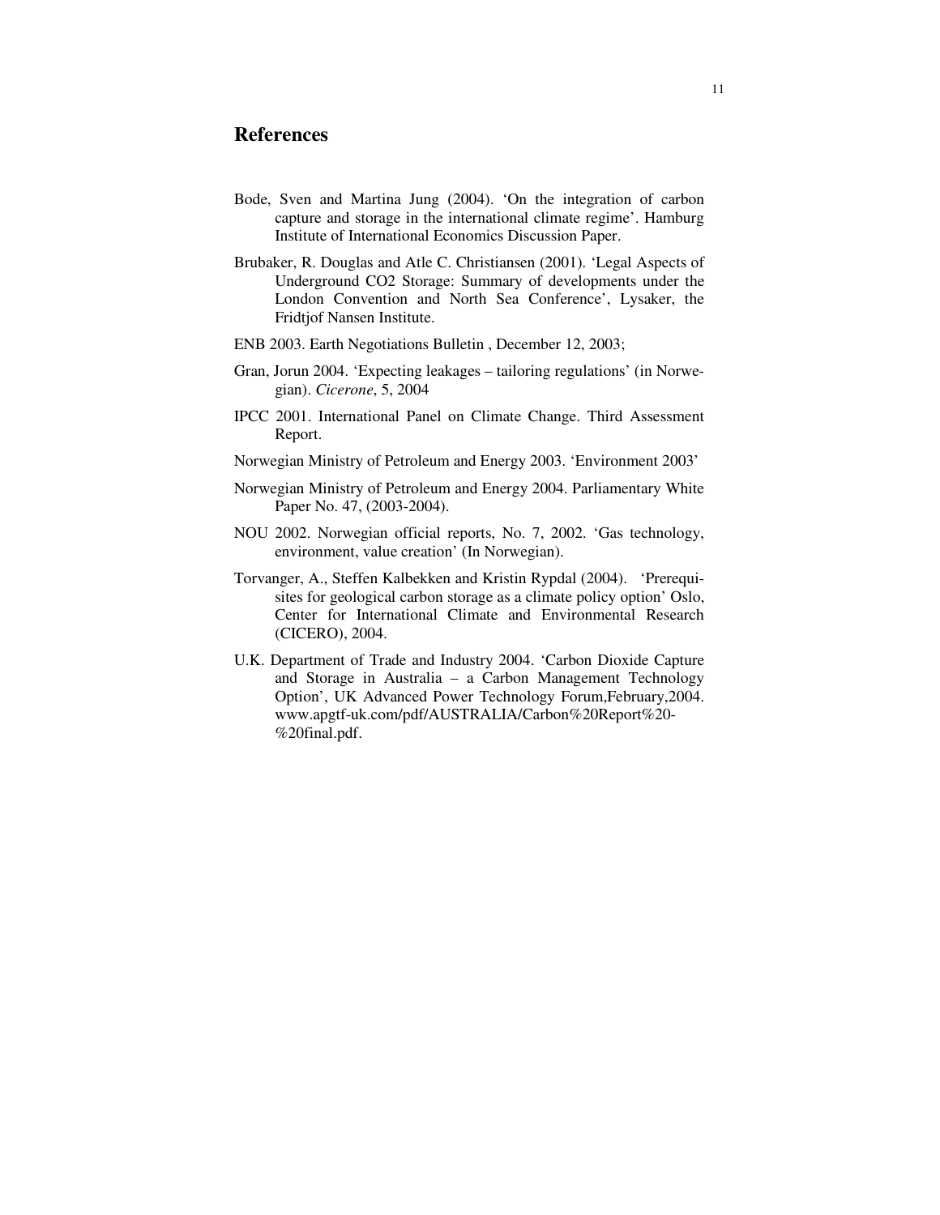## References

Bode, Sven and Martina Jung (2004). 'On the integration of carbon capture and storage in the international climate regime'. Hamburg Institute of International Economics Discussion Paper.

Brubaker, R. Douglas and Atle C. Christiansen (2001). 'Legal Aspects of Underground CO2 Storage: Summary of developments under the London Convention and North Sea Conference', Lysaker, the Fridtjof Nansen Institute.

ENB 2003. Earth Negotiations Bulletin , December 12, 2003;

Gran, Jorun 2004. 'Expecting leakages – tailoring regulations' (in Norwegian). *Cicerone*, 5, 2004

IPCC 2001. International Panel on Climate Change. Third Assessment Report.

Norwegian Ministry of Petroleum and Energy 2003. 'Environment 2003'

Norwegian Ministry of Petroleum and Energy 2004. Parliamentary White Paper No. 47, (2003-2004).

NOU 2002. Norwegian official reports, No. 7, 2002. 'Gas technology, environment, value creation' (In Norwegian).

Torvanger, A., Steffen Kalbekken and Kristin Rypdal (2004). 'Prerequisites for geological carbon storage as a climate policy option' Oslo, Center for International Climate and Environmental Research (CICERO), 2004.

U.K. Department of Trade and Industry 2004. 'Carbon Dioxide Capture and Storage in Australia – a Carbon Management Technology Option', UK Advanced Power Technology Forum,February,2004. www.apgtf-uk.com/pdf/AUSTRALIA/Carbon%20Report%20-%20final.pdf.